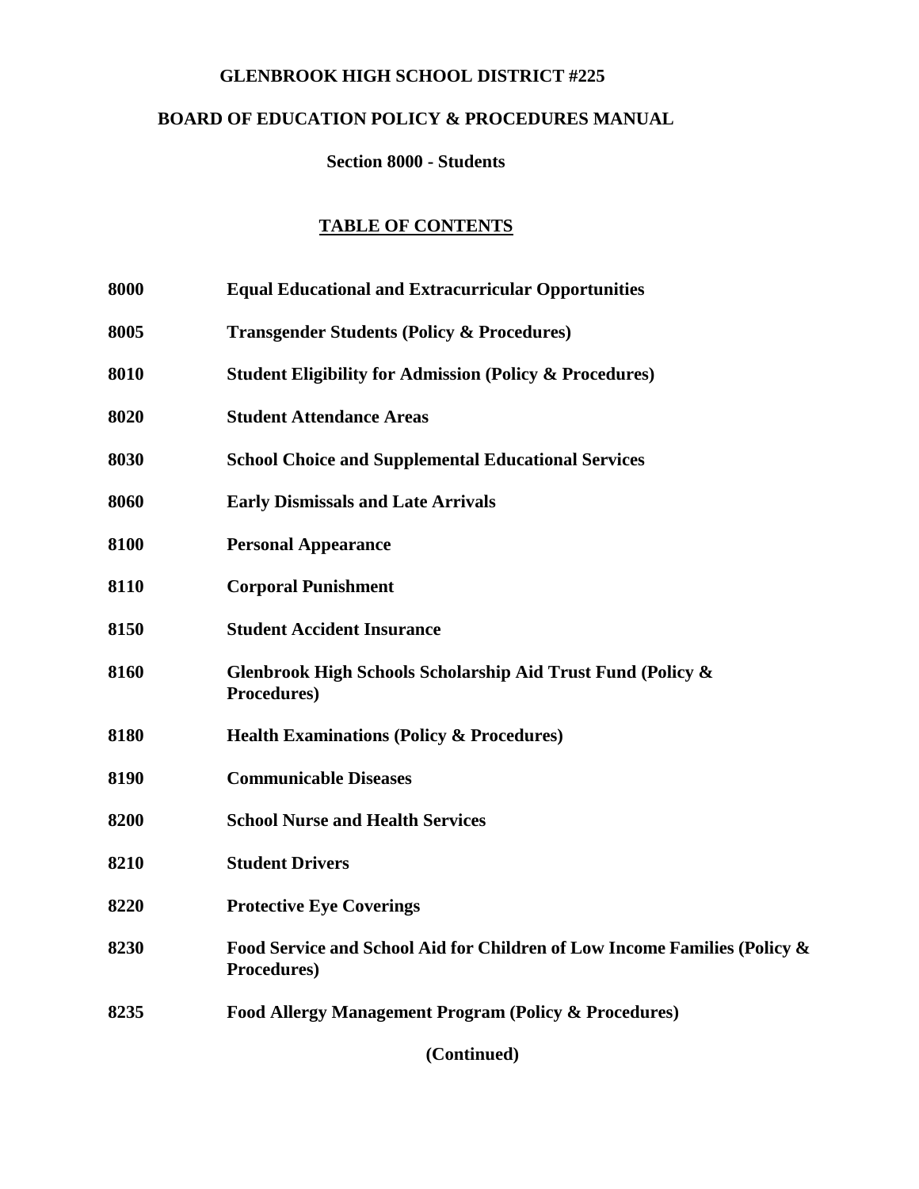# GLENBROOK HIGH SCHOOL DISTRICT #225

## BOARD OF EDUCATION POLICY & PROCEDURES MANUAL

### Section 8000 - Students

### TABLE OF CONTENTS

| | |
|---|---|
| **8000** | **Equal Educational and Extracurricular Opportunities** |
| **8005** | **Transgender Students (Policy & Procedures)** |
| **8010** | **Student Eligibility for Admission (Policy & Procedures)** |
| **8020** | **Student Attendance Areas** |
| **8030** | **School Choice and Supplemental Educational Services** |
| **8060** | **Early Dismissals and Late Arrivals** |
| **8100** | **Personal Appearance** |
| **8110** | **Corporal Punishment** |
| **8150** | **Student Accident Insurance** |
| **8160** | **Glenbrook High Schools Scholarship Aid Trust Fund (Policy & Procedures)** |
| **8180** | **Health Examinations (Policy & Procedures)** |
| **8190** | **Communicable Diseases** |
| **8200** | **School Nurse and Health Services** |
| **8210** | **Student Drivers** |
| **8220** | **Protective Eye Coverings** |
| **8230** | **Food Service and School Aid for Children of Low Income Families (Policy & Procedures)** |
| **8235** | **Food Allergy Management Program (Policy & Procedures)** |

**(Continued)**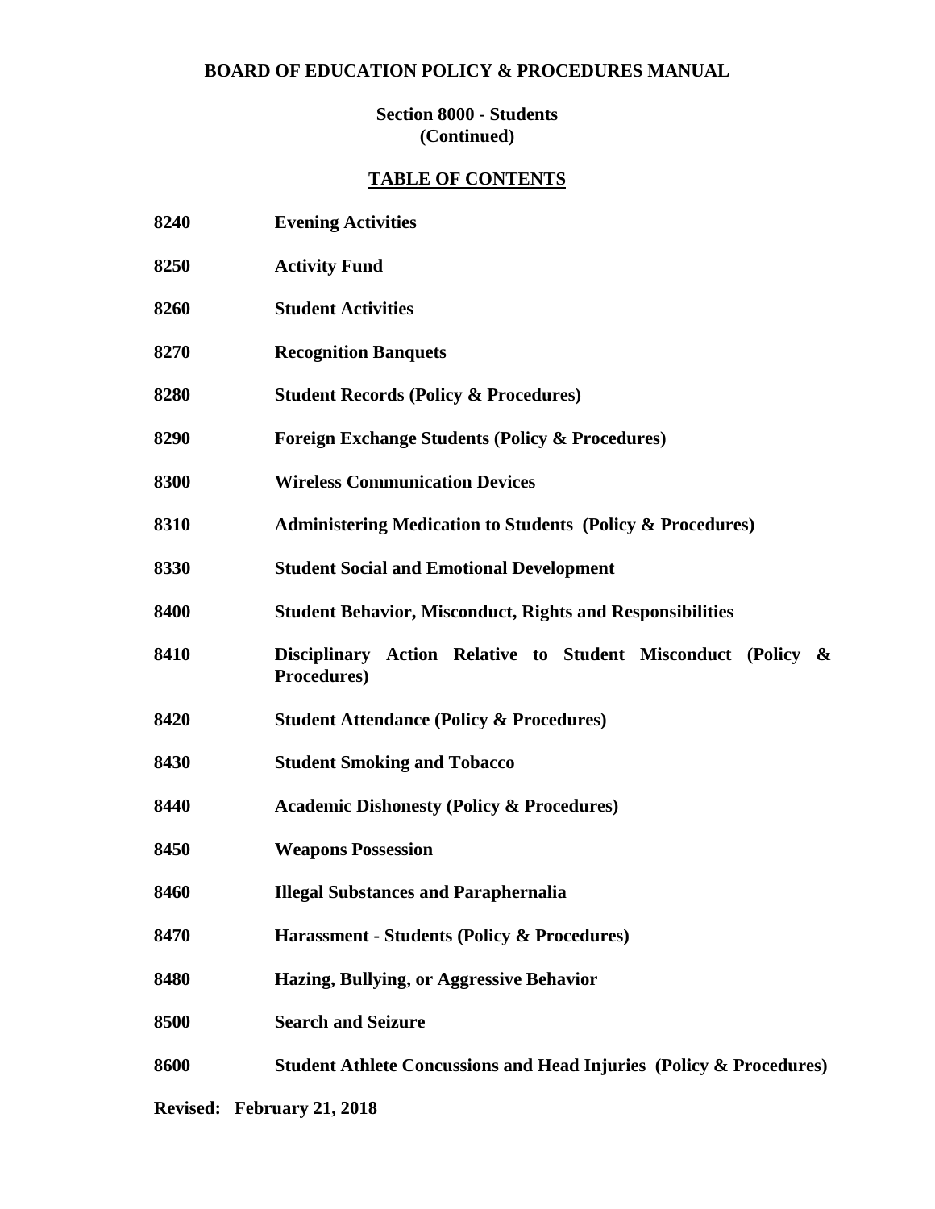**BOARD OF EDUCATION POLICY & PROCEDURES MANUAL**

**Section 8000 - Students**
**(Continued)**

**TABLE OF CONTENTS**

| | |
|---|---|
| **8240** | **Evening Activities** |
| **8250** | **Activity Fund** |
| **8260** | **Student Activities** |
| **8270** | **Recognition Banquets** |
| **8280** | **Student Records (Policy & Procedures)** |
| **8290** | **Foreign Exchange Students (Policy & Procedures)** |
| **8300** | **Wireless Communication Devices** |
| **8310** | **Administering Medication to Students (Policy & Procedures)** |
| **8330** | **Student Social and Emotional Development** |
| **8400** | **Student Behavior, Misconduct, Rights and Responsibilities** |
| **8410** | **Disciplinary Action Relative to Student Misconduct (Policy & Procedures)** |
| **8420** | **Student Attendance (Policy & Procedures)** |
| **8430** | **Student Smoking and Tobacco** |
| **8440** | **Academic Dishonesty (Policy & Procedures)** |
| **8450** | **Weapons Possession** |
| **8460** | **Illegal Substances and Paraphernalia** |
| **8470** | **Harassment - Students (Policy & Procedures)** |
| **8480** | **Hazing, Bullying, or Aggressive Behavior** |
| **8500** | **Search and Seizure** |
| **8600** | **Student Athlete Concussions and Head Injuries (Policy & Procedures)** |

**Revised: February 21, 2018**